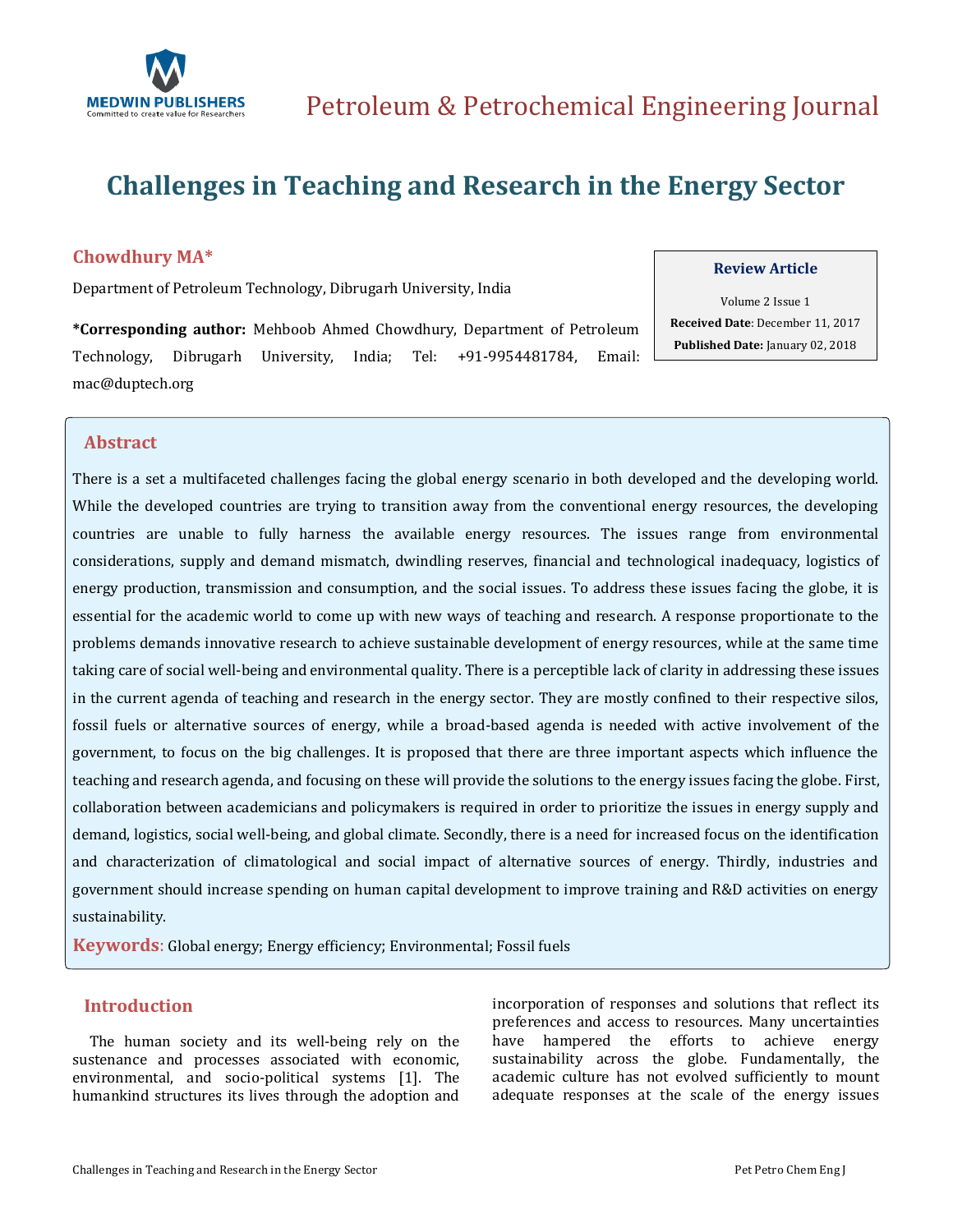Petroleum & Petrochemical Engineering Journal

# Challenges in Teaching and Research in the Energy Sector

**Chowdhury MA***

Department of Petroleum Technology, Dibrugarh University, India

***Corresponding author:** Mehboob Ahmed Chowdhury, Department of Petroleum Technology, Dibrugarh University, India; Tel: +91-9954481784, Email: mac@duptech.org

**Review Article**

Volume 2 Issue 1

**Received Date**: December 11, 2017

**Published Date:** January 02, 2018

## Abstract

There is a set a multifaceted challenges facing the global energy scenario in both developed and the developing world. While the developed countries are trying to transition away from the conventional energy resources, the developing countries are unable to fully harness the available energy resources. The issues range from environmental considerations, supply and demand mismatch, dwindling reserves, financial and technological inadequacy, logistics of energy production, transmission and consumption, and the social issues. To address these issues facing the globe, it is essential for the academic world to come up with new ways of teaching and research. A response proportionate to the problems demands innovative research to achieve sustainable development of energy resources, while at the same time taking care of social well-being and environmental quality. There is a perceptible lack of clarity in addressing these issues in the current agenda of teaching and research in the energy sector. They are mostly confined to their respective silos, fossil fuels or alternative sources of energy, while a broad-based agenda is needed with active involvement of the government, to focus on the big challenges. It is proposed that there are three important aspects which influence the teaching and research agenda, and focusing on these will provide the solutions to the energy issues facing the globe. First, collaboration between academicians and policymakers is required in order to prioritize the issues in energy supply and demand, logistics, social well-being, and global climate. Secondly, there is a need for increased focus on the identification and characterization of climatological and social impact of alternative sources of energy. Thirdly, industries and government should increase spending on human capital development to improve training and R&D activities on energy sustainability.

**Keywords**: Global energy; Energy efficiency; Environmental; Fossil fuels

## Introduction

The human society and its well-being rely on the sustenance and processes associated with economic, environmental, and socio-political systems [1]. The humankind structures its lives through the adoption and incorporation of responses and solutions that reflect its preferences and access to resources. Many uncertainties have hampered the efforts to achieve energy sustainability across the globe. Fundamentally, the academic culture has not evolved sufficiently to mount adequate responses at the scale of the energy issues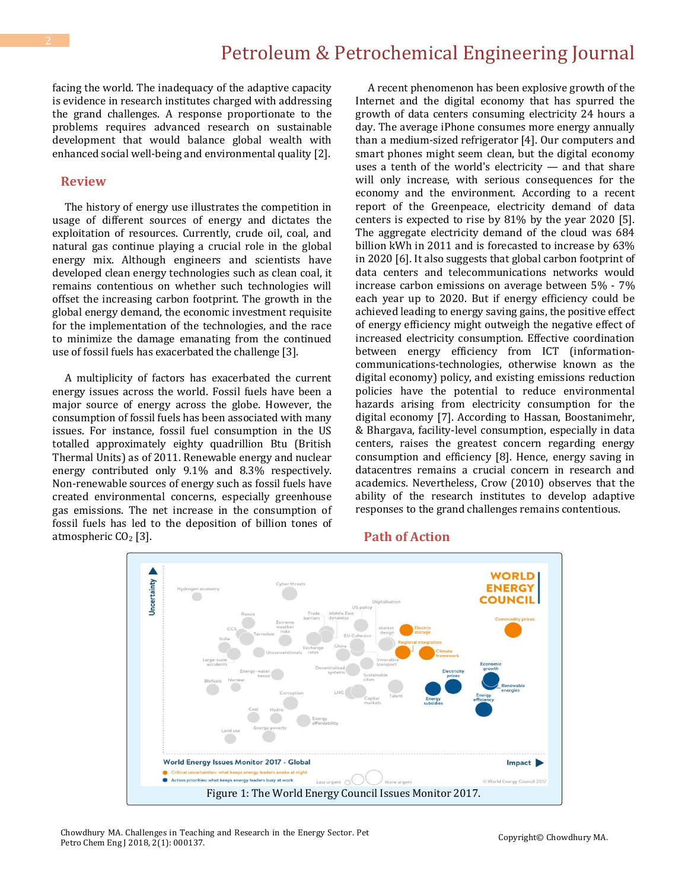facing the world. The inadequacy of the adaptive capacity is evidence in research institutes charged with addressing the grand challenges. A response proportionate to the problems requires advanced research on sustainable development that would balance global wealth with enhanced social well-being and environmental quality [2].

## Review

The history of energy use illustrates the competition in usage of different sources of energy and dictates the exploitation of resources. Currently, crude oil, coal, and natural gas continue playing a crucial role in the global energy mix. Although engineers and scientists have developed clean energy technologies such as clean coal, it remains contentious on whether such technologies will offset the increasing carbon footprint. The growth in the global energy demand, the economic investment requisite for the implementation of the technologies, and the race to minimize the damage emanating from the continued use of fossil fuels has exacerbated the challenge [3].

A multiplicity of factors has exacerbated the current energy issues across the world. Fossil fuels have been a major source of energy across the globe. However, the consumption of fossil fuels has been associated with many issues. For instance, fossil fuel consumption in the US totalled approximately eighty quadrillion Btu (British Thermal Units) as of 2011. Renewable energy and nuclear energy contributed only 9.1% and 8.3% respectively. Non-renewable sources of energy such as fossil fuels have created environmental concerns, especially greenhouse gas emissions. The net increase in the consumption of fossil fuels has led to the deposition of billion tones of atmospheric $CO_2$ [3].

A recent phenomenon has been explosive growth of the Internet and the digital economy that has spurred the growth of data centers consuming electricity 24 hours a day. The average iPhone consumes more energy annually than a medium-sized refrigerator [4]. Our computers and smart phones might seem clean, but the digital economy uses a tenth of the world's electricity — and that share will only increase, with serious consequences for the economy and the environment. According to a recent report of the Greenpeace, electricity demand of data centers is expected to rise by 81% by the year 2020 [5]. The aggregate electricity demand of the cloud was 684 billion kWh in 2011 and is forecasted to increase by 63% in 2020 [6]. It also suggests that global carbon footprint of data centers and telecommunications networks would increase carbon emissions on average between 5% - 7% each year up to 2020. But if energy efficiency could be achieved leading to energy saving gains, the positive effect of energy efficiency might outweigh the negative effect of increased electricity consumption. Effective coordination between energy efficiency from ICT (information-communications-technologies, otherwise known as the digital economy) policy, and existing emissions reduction policies have the potential to reduce environmental hazards arising from electricity consumption for the digital economy [7]. According to Hassan, Boostanimehr, & Bhargava, facility-level consumption, especially in data centers, raises the greatest concern regarding energy consumption and efficiency [8]. Hence, energy saving in datacentres remains a crucial concern in research and academics. Nevertheless, Crow (2010) observes that the ability of the research institutes to develop adaptive responses to the grand challenges remains contentious.

## Path of Action

Figure 1: The World Energy Council Issues Monitor 2017.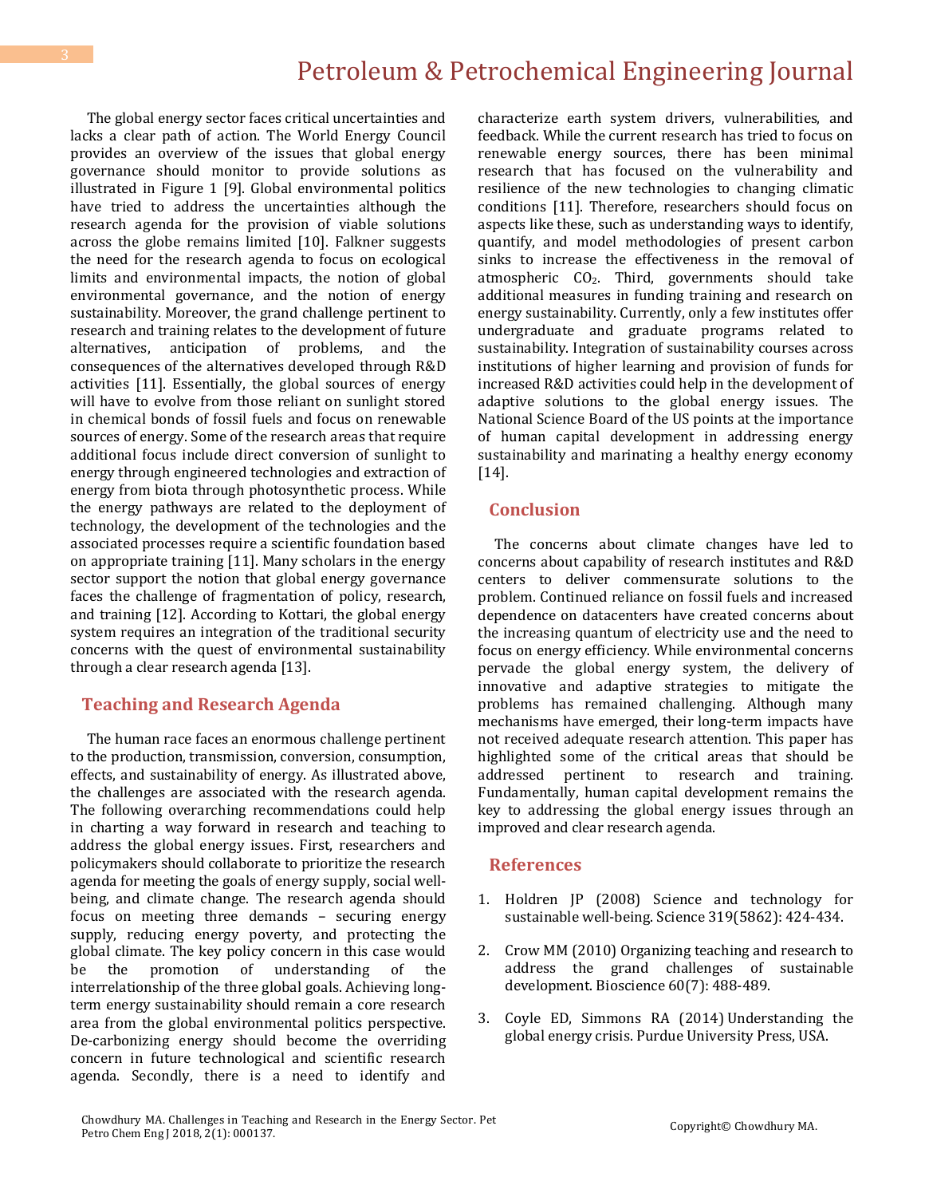The global energy sector faces critical uncertainties and lacks a clear path of action. The World Energy Council provides an overview of the issues that global energy governance should monitor to provide solutions as illustrated in Figure 1 [9]. Global environmental politics have tried to address the uncertainties although the research agenda for the provision of viable solutions across the globe remains limited [10]. Falkner suggests the need for the research agenda to focus on ecological limits and environmental impacts, the notion of global environmental governance, and the notion of energy sustainability. Moreover, the grand challenge pertinent to research and training relates to the development of future alternatives, anticipation of problems, and the consequences of the alternatives developed through R&D activities [11]. Essentially, the global sources of energy will have to evolve from those reliant on sunlight stored in chemical bonds of fossil fuels and focus on renewable sources of energy. Some of the research areas that require additional focus include direct conversion of sunlight to energy through engineered technologies and extraction of energy from biota through photosynthetic process. While the energy pathways are related to the deployment of technology, the development of the technologies and the associated processes require a scientific foundation based on appropriate training [11]. Many scholars in the energy sector support the notion that global energy governance faces the challenge of fragmentation of policy, research, and training [12]. According to Kottari, the global energy system requires an integration of the traditional security concerns with the quest of environmental sustainability through a clear research agenda [13].

## Teaching and Research Agenda

The human race faces an enormous challenge pertinent to the production, transmission, conversion, consumption, effects, and sustainability of energy. As illustrated above, the challenges are associated with the research agenda. The following overarching recommendations could help in charting a way forward in research and teaching to address the global energy issues. First, researchers and policymakers should collaborate to prioritize the research agenda for meeting the goals of energy supply, social well-being, and climate change. The research agenda should focus on meeting three demands – securing energy supply, reducing energy poverty, and protecting the global climate. The key policy concern in this case would be the promotion of understanding of the interrelationship of the three global goals. Achieving long-term energy sustainability should remain a core research area from the global environmental politics perspective. De-carbonizing energy should become the overriding concern in future technological and scientific research agenda. Secondly, there is a need to identify and characterize earth system drivers, vulnerabilities, and feedback. While the current research has tried to focus on renewable energy sources, there has been minimal research that has focused on the vulnerability and resilience of the new technologies to changing climatic conditions [11]. Therefore, researchers should focus on aspects like these, such as understanding ways to identify, quantify, and model methodologies of present carbon sinks to increase the effectiveness in the removal of atmospheric $CO_2$. Third, governments should take additional measures in funding training and research on energy sustainability. Currently, only a few institutes offer undergraduate and graduate programs related to sustainability. Integration of sustainability courses across institutions of higher learning and provision of funds for increased R&D activities could help in the development of adaptive solutions to the global energy issues. The National Science Board of the US points at the importance of human capital development in addressing energy sustainability and marinating a healthy energy economy [14].

## Conclusion

The concerns about climate changes have led to concerns about capability of research institutes and R&D centers to deliver commensurate solutions to the problem. Continued reliance on fossil fuels and increased dependence on datacenters have created concerns about the increasing quantum of electricity use and the need to focus on energy efficiency. While environmental concerns pervade the global energy system, the delivery of innovative and adaptive strategies to mitigate the problems has remained challenging. Although many mechanisms have emerged, their long-term impacts have not received adequate research attention. This paper has highlighted some of the critical areas that should be addressed pertinent to research and training. Fundamentally, human capital development remains the key to addressing the global energy issues through an improved and clear research agenda.

## References

1. Holdren JP (2008) Science and technology for sustainable well-being. Science 319(5862): 424-434.
2. Crow MM (2010) Organizing teaching and research to address the grand challenges of sustainable development. Bioscience 60(7): 488-489.
3. Coyle ED, Simmons RA (2014) Understanding the global energy crisis. Purdue University Press, USA.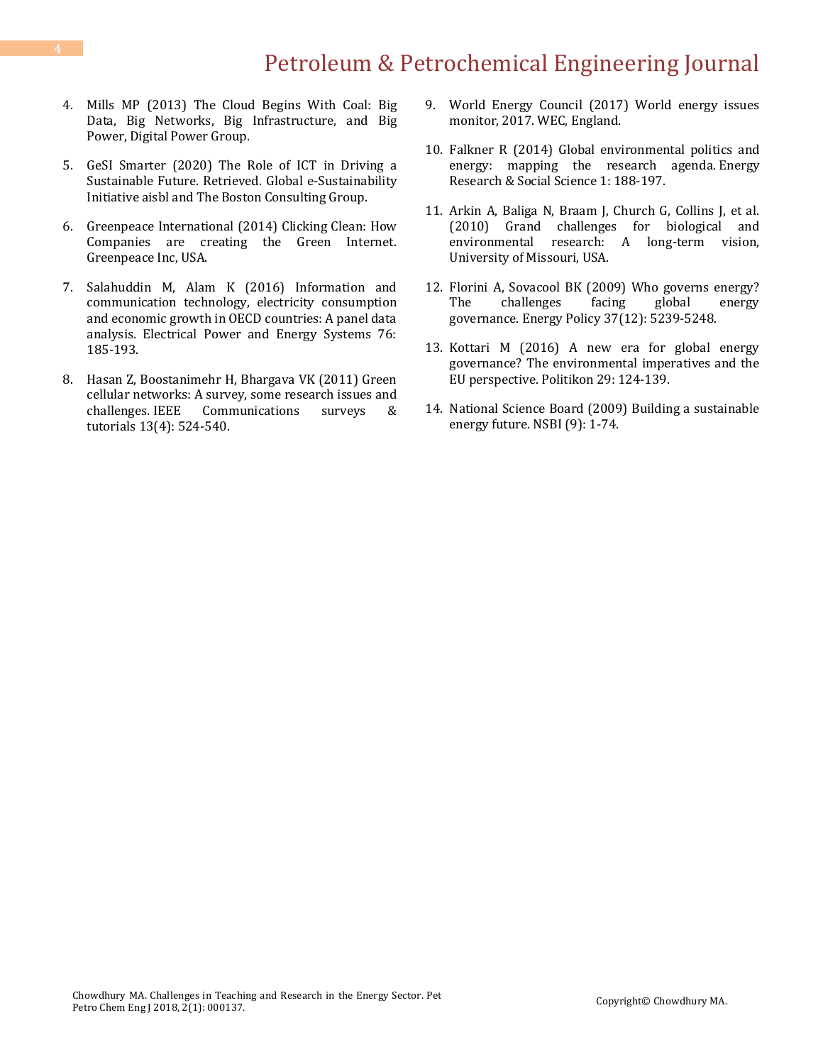4. Mills MP (2013) The Cloud Begins With Coal: Big Data, Big Networks, Big Infrastructure, and Big Power, Digital Power Group.

5. GeSI Smarter (2020) The Role of ICT in Driving a Sustainable Future. Retrieved. Global e-Sustainability Initiative aisbl and The Boston Consulting Group.

6. Greenpeace International (2014) Clicking Clean: How Companies are creating the Green Internet. Greenpeace Inc, USA.

7. Salahuddin M, Alam K (2016) Information and communication technology, electricity consumption and economic growth in OECD countries: A panel data analysis. Electrical Power and Energy Systems 76: 185-193.

8. Hasan Z, Boostanimehr H, Bhargava VK (2011) Green cellular networks: A survey, some research issues and challenges. IEEE Communications surveys & tutorials 13(4): 524-540.

9. World Energy Council (2017) World energy issues monitor, 2017. WEC, England.

10. Falkner R (2014) Global environmental politics and energy: mapping the research agenda. Energy Research & Social Science 1: 188-197.

11. Arkin A, Baliga N, Braam J, Church G, Collins J, et al. (2010) Grand challenges for biological and environmental research: A long-term vision, University of Missouri, USA.

12. Florini A, Sovacool BK (2009) Who governs energy? The challenges facing global energy governance. Energy Policy 37(12): 5239-5248.

13. Kottari M (2016) A new era for global energy governance? The environmental imperatives and the EU perspective. Politikon 29: 124-139.

14. National Science Board (2009) Building a sustainable energy future. NSBI (9): 1-74.